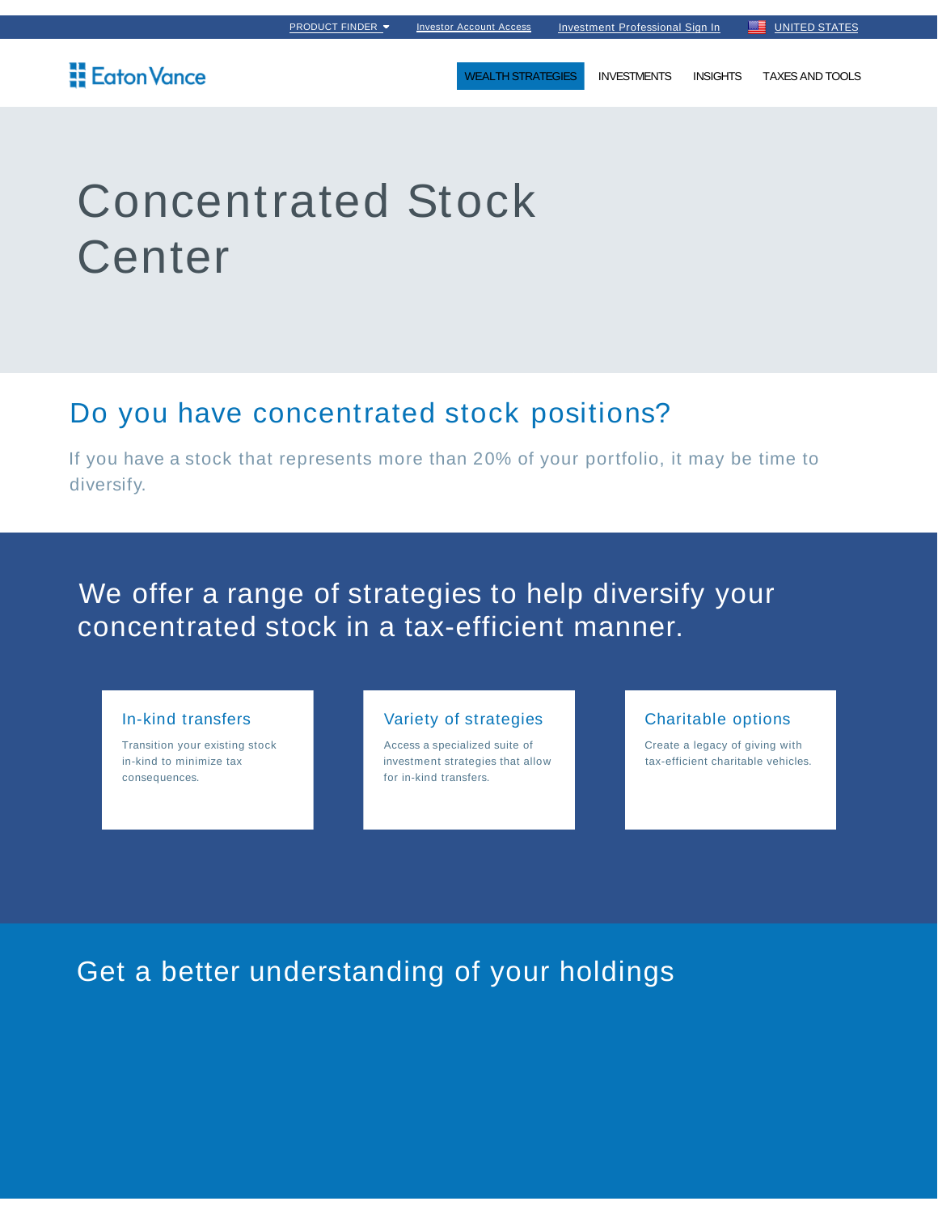PRODUCT FINDER Investor Account Access Investment Professional Sign In UNITED STATES

Eaton Vance

WEALTH STRATEGIES INVESTMENTS INSIGHTS TAXES AND TOOLS

# Concentrated Stock Center

## Do you have concentrated stock positions?

If you have a stock that represents more than 20% of your portfolio, it may be time to diversify.

## We offer a range of strategies to help diversify your concentrated stock in a tax-efficient manner.

### In-kind transfers

Transition your existing stock in-kind to minimize tax consequences.

### Variety of strategies

Access a specialized suite of investment strategies that allow for in-kind transfers.

### Charitable options

Create a legacy of giving with tax-efficient charitable vehicles.

## Get a better understanding of your holdings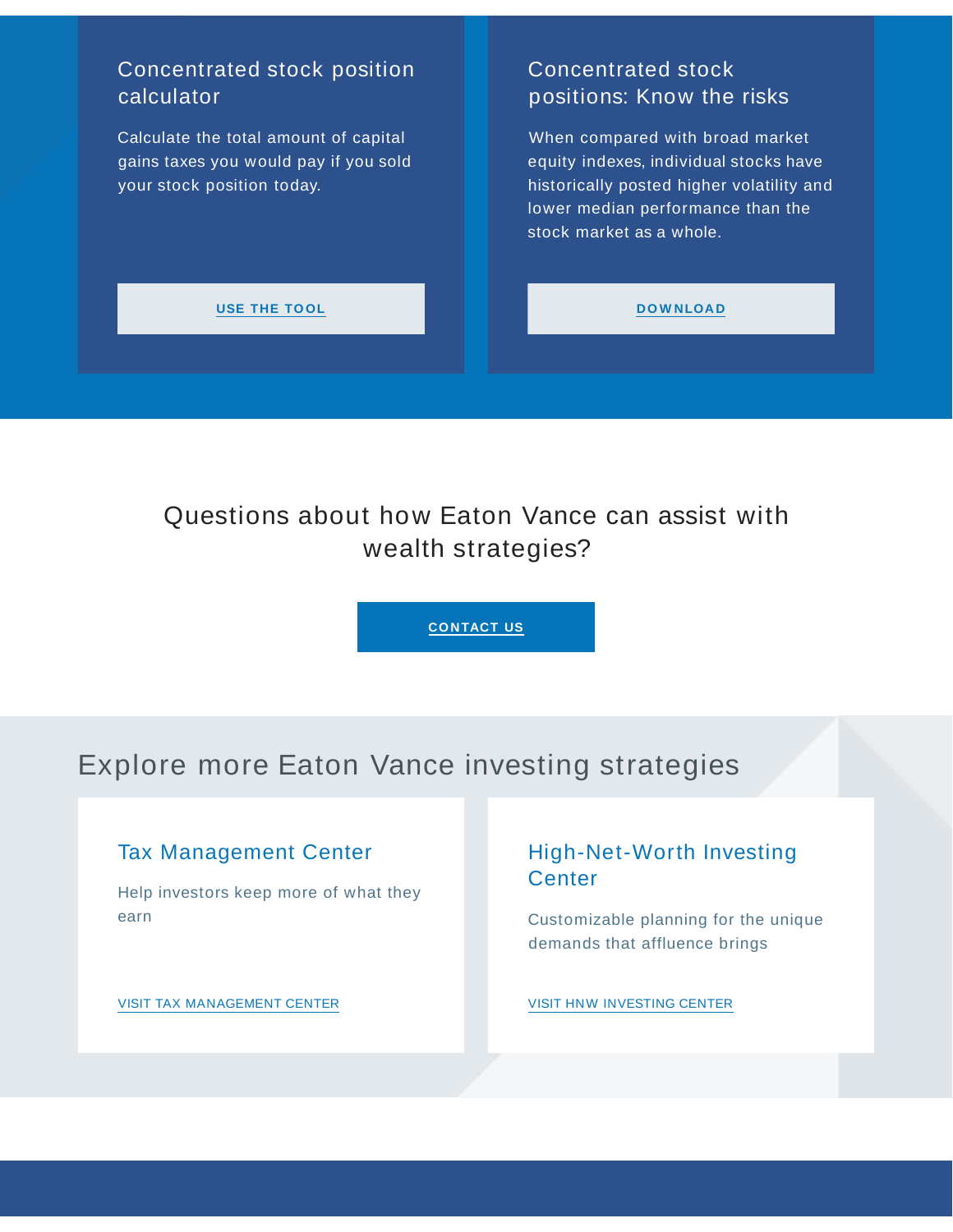### Concentrated stock position calculator

Calculate the total amount of capital gains taxes you would pay if you sold your stock position today.

USE THE TOOL

### Concentrated stock positions: Know the risks

When compared with broad market equity indexes, individual stocks have historically posted higher volatility and lower median performance than the stock market as a whole.

DOWNLOAD

## Questions about how Eaton Vance can assist with wealth strategies?

CONTACT US

## Explore more Eaton Vance investing strategies

### Tax Management Center

Help investors keep more of what they earn

VISIT TAX MANAGEMENT CENTER

### High-Net-Worth Investing Center

Customizable planning for the unique demands that affluence brings

VISIT HNW INVESTING CENTER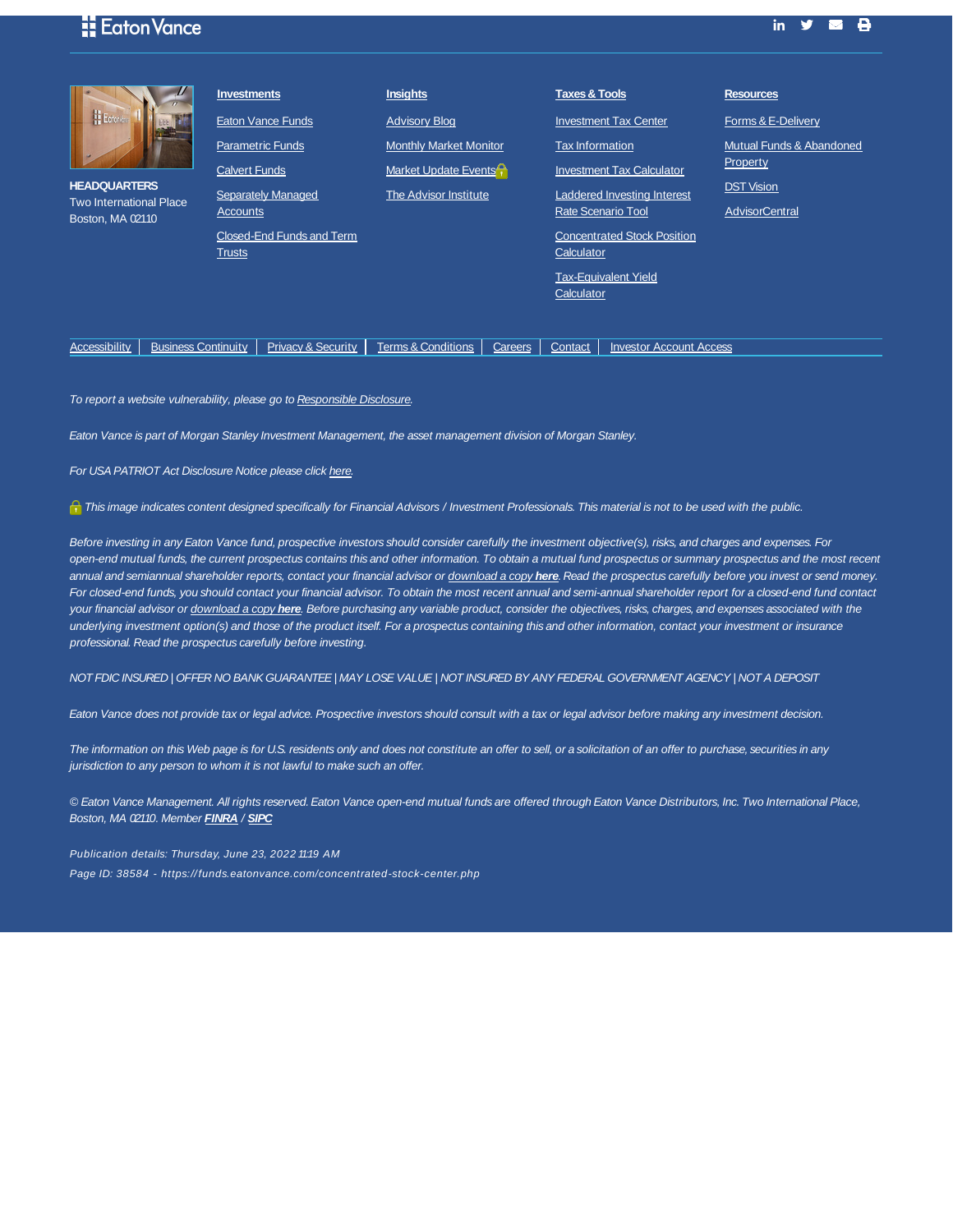Eaton Vance

**HEADQUARTERS**
Two International Place
Boston, MA 02110

**Investments**

- Eaton Vance Funds
- Parametric Funds
- Calvert Funds
- Separately Managed Accounts
- Closed-End Funds and Term Trusts

**Insights**

- Advisory Blog
- Monthly Market Monitor
- Market Update Events
- The Advisor Institute

**Taxes & Tools**

- Investment Tax Center
- Tax Information
- Investment Tax Calculator
- Laddered Investing Interest Rate Scenario Tool
- Concentrated Stock Position Calculator
- Tax-Equivalent Yield Calculator

**Resources**

- Forms & E-Delivery
- Mutual Funds & Abandoned Property
- DST Vision
- AdvisorCentral

Accessibility | Business Continuity | Privacy & Security | Terms & Conditions | Careers | Contact | Investor Account Access

*To report a website vulnerability, please go to Responsible Disclosure.*

*Eaton Vance is part of Morgan Stanley Investment Management, the asset management division of Morgan Stanley.*

*For USA PATRIOT Act Disclosure Notice please click here.*

*This image indicates content designed specifically for Financial Advisors / Investment Professionals. This material is not to be used with the public.*

*Before investing in any Eaton Vance fund, prospective investors should consider carefully the investment objective(s), risks, and charges and expenses. For open-end mutual funds, the current prospectus contains this and other information. To obtain a mutual fund prospectus or summary prospectus and the most recent annual and semiannual shareholder reports, contact your financial advisor or download a copy **here**. Read the prospectus carefully before you invest or send money. For closed-end funds, you should contact your financial advisor. To obtain the most recent annual and semi-annual shareholder report for a closed-end fund contact your financial advisor or download a copy **here**. Before purchasing any variable product, consider the objectives, risks, charges, and expenses associated with the underlying investment option(s) and those of the product itself. For a prospectus containing this and other information, contact your investment or insurance professional. Read the prospectus carefully before investing.*

*NOT FDIC INSURED | OFFER NO BANK GUARANTEE | MAY LOSE VALUE | NOT INSURED BY ANY FEDERAL GOVERNMENT AGENCY | NOT A DEPOSIT*

*Eaton Vance does not provide tax or legal advice. Prospective investors should consult with a tax or legal advisor before making any investment decision.*

*The information on this Web page is for U.S. residents only and does not constitute an offer to sell, or a solicitation of an offer to purchase, securities in any jurisdiction to any person to whom it is not lawful to make such an offer.*

*© Eaton Vance Management. All rights reserved. Eaton Vance open-end mutual funds are offered through Eaton Vance Distributors, Inc. Two International Place, Boston, MA 02110. Member **FINRA** / **SIPC***

*Publication details: Thursday, June 23, 2022 11:19 AM*

*Page ID: 38584 - https://funds.eatonvance.com/concentrated-stock-center.php*